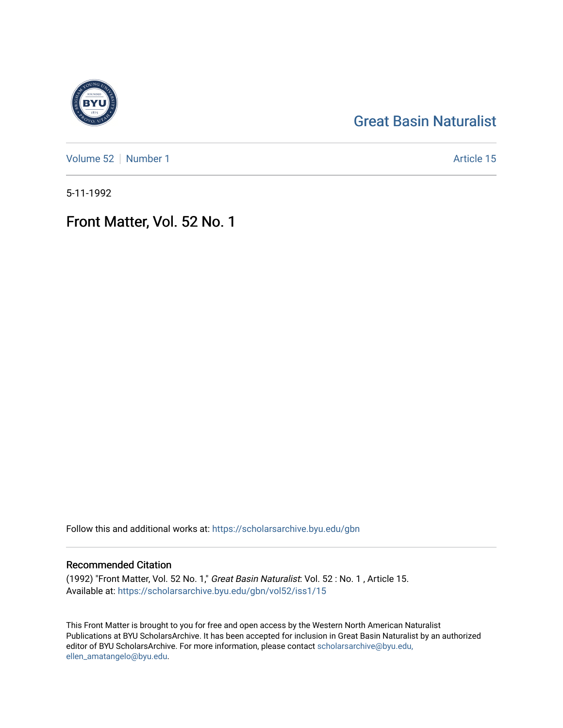Great Basin Naturalist

Volume 52 | Number 1

Article 15

5-11-1992

# Front Matter, Vol. 52 No. 1

Follow this and additional works at: https://scholarsarchive.byu.edu/gbn

## Recommended Citation

(1992) "Front Matter, Vol. 52 No. 1," *Great Basin Naturalist*: Vol. 52 : No. 1 , Article 15.
Available at: https://scholarsarchive.byu.edu/gbn/vol52/iss1/15

This Front Matter is brought to you for free and open access by the Western North American Naturalist Publications at BYU ScholarsArchive. It has been accepted for inclusion in Great Basin Naturalist by an authorized editor of BYU ScholarsArchive. For more information, please contact scholarsarchive@byu.edu, ellen_amatangelo@byu.edu.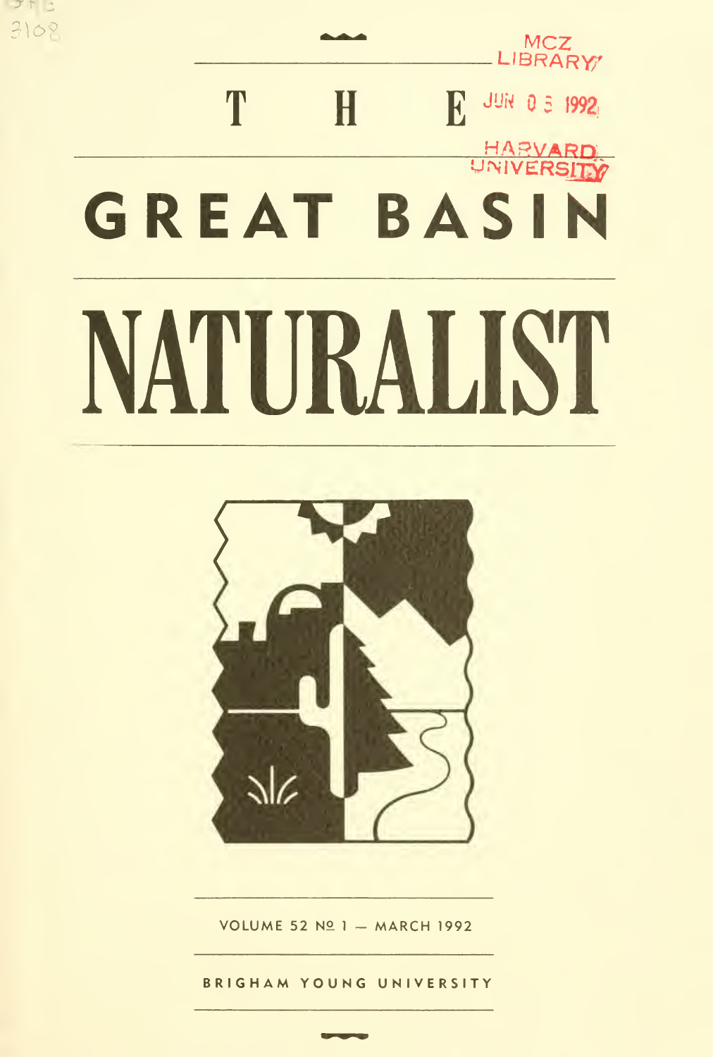# THE GREAT BASIN NATURALIST

VOLUME 52 № 1 — MARCH 1992

BRIGHAM YOUNG UNIVERSITY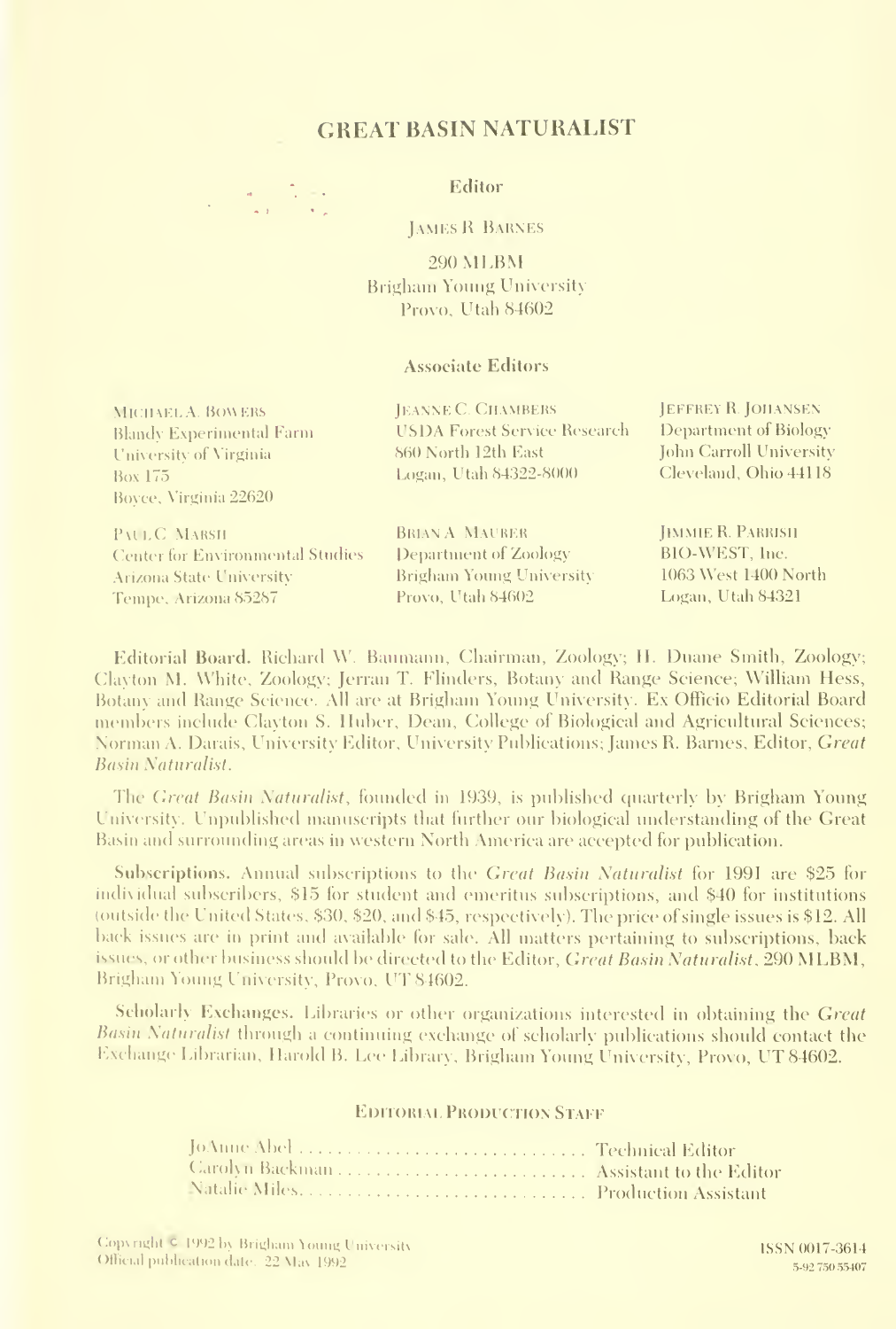# GREAT BASIN NATURALIST

## Editor

James R. Barnes

290 MLBM
Brigham Young University
Provo, Utah 84602

## Associate Editors

Michael A. Bowers
Blandy Experimental Farm
University of Virginia
Box 175
Boyce, Virginia 22620

Jeanne C. Chambers
USDA Forest Service Research
860 North 12th East
Logan, Utah 84322-8000

Jeffrey R. Johansen
Department of Biology
John Carroll University
Cleveland, Ohio 44118

Paul C. Marsh
Center for Environmental Studies
Arizona State University
Tempe, Arizona 85287

Brian A. Maurer
Department of Zoology
Brigham Young University
Provo, Utah 84602

Jimmie R. Parrish
BIO-WEST, Inc.
1063 West 1400 North
Logan, Utah 84321

**Editorial Board.** Richard W. Baumann, Chairman, Zoology; H. Duane Smith, Zoology; Clayton M. White, Zoology; Jerran T. Flinders, Botany and Range Science; William Hess, Botany and Range Science. All are at Brigham Young University. Ex Officio Editorial Board members include Clayton S. Huber, Dean, College of Biological and Agricultural Sciences; Norman A. Darais, University Editor, University Publications; James R. Barnes, Editor, *Great Basin Naturalist*.

The *Great Basin Naturalist*, founded in 1939, is published quarterly by Brigham Young University. Unpublished manuscripts that further our biological understanding of the Great Basin and surrounding areas in western North America are accepted for publication.

**Subscriptions.** Annual subscriptions to the *Great Basin Naturalist* for 1991 are $25 for individual subscribers, $15 for student and emeritus subscriptions, and $40 for institutions (outside the United States, $30, $20, and $45, respectively). The price of single issues is $12. All back issues are in print and available for sale. All matters pertaining to subscriptions, back issues, or other business should be directed to the Editor, *Great Basin Naturalist*, 290 MLBM, Brigham Young University, Provo, UT 84602.

**Scholarly Exchanges.** Libraries or other organizations interested in obtaining the *Great Basin Naturalist* through a continuing exchange of scholarly publications should contact the Exchange Librarian, Harold B. Lee Library, Brigham Young University, Provo, UT 84602.

### Editorial Production Staff

JoAnne Abel .............................. Technical Editor
Carolyn Backman .......................... Assistant to the Editor
Natalie Miles.............................. Production Assistant

Copyright © 1992 by Brigham Young University
Official publication date: 22 May 1992

ISSN 0017-3614
5-92 750 55407